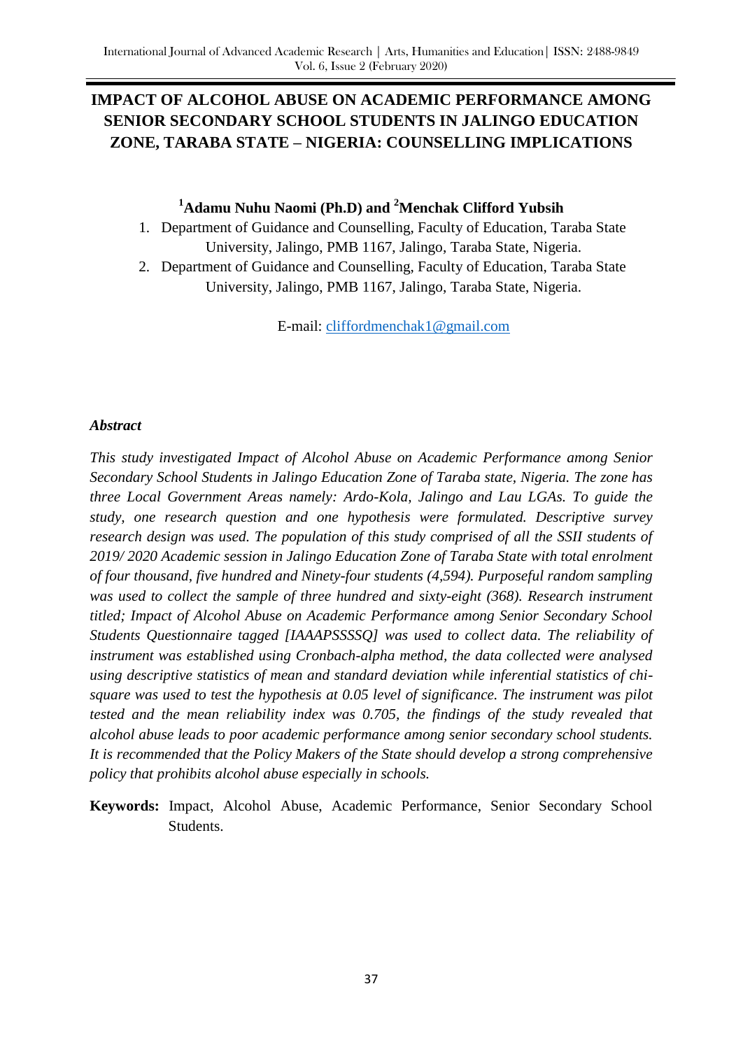# IMPACT OF ALCOHOL ABUSE ON ACADEMIC PERFORMANCE AMONG SENIOR SECONDARY SCHOOL STUDENTS IN JALINGO EDUCATION ZONE, TARABA STATE – NIGERIA: COUNSELLING IMPLICATIONS

**[1]Adamu Nuhu Naomi (Ph.D) and [2]Menchak Clifford Yubsih**

1. Department of Guidance and Counselling, Faculty of Education, Taraba State University, Jalingo, PMB 1167, Jalingo, Taraba State, Nigeria.
2. Department of Guidance and Counselling, Faculty of Education, Taraba State University, Jalingo, PMB 1167, Jalingo, Taraba State, Nigeria.

E-mail: cliffordmenchak1@gmail.com

### *Abstract*

*This study investigated Impact of Alcohol Abuse on Academic Performance among Senior Secondary School Students in Jalingo Education Zone of Taraba state, Nigeria. The zone has three Local Government Areas namely: Ardo-Kola, Jalingo and Lau LGAs. To guide the study, one research question and one hypothesis were formulated. Descriptive survey research design was used. The population of this study comprised of all the SSII students of 2019/ 2020 Academic session in Jalingo Education Zone of Taraba State with total enrolment of four thousand, five hundred and Ninety-four students (4,594). Purposeful random sampling was used to collect the sample of three hundred and sixty-eight (368). Research instrument titled; Impact of Alcohol Abuse on Academic Performance among Senior Secondary School Students Questionnaire tagged [IAAAPSSSSQ] was used to collect data. The reliability of instrument was established using Cronbach-alpha method, the data collected were analysed using descriptive statistics of mean and standard deviation while inferential statistics of chi-square was used to test the hypothesis at 0.05 level of significance. The instrument was pilot tested and the mean reliability index was 0.705, the findings of the study revealed that alcohol abuse leads to poor academic performance among senior secondary school students. It is recommended that the Policy Makers of the State should develop a strong comprehensive policy that prohibits alcohol abuse especially in schools.*

**Keywords:** Impact, Alcohol Abuse, Academic Performance, Senior Secondary School Students.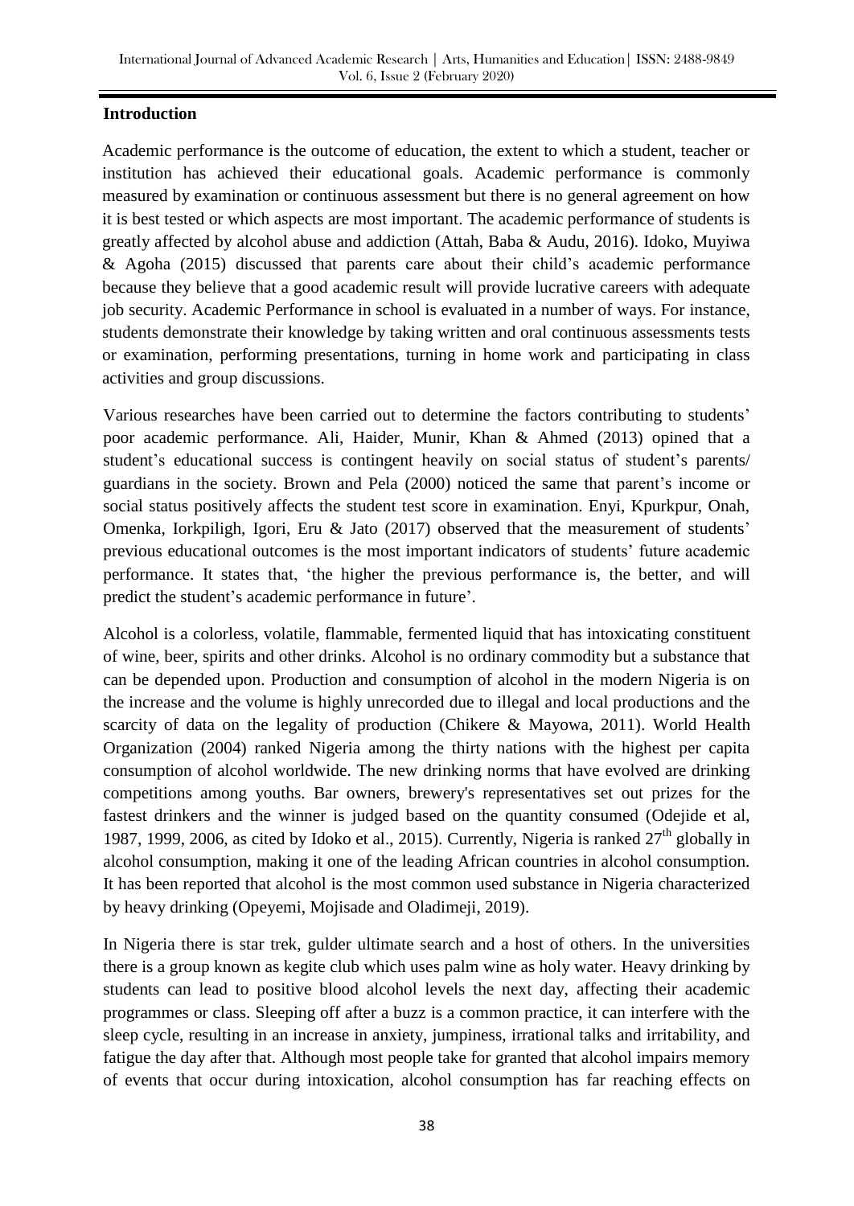## Introduction

Academic performance is the outcome of education, the extent to which a student, teacher or institution has achieved their educational goals. Academic performance is commonly measured by examination or continuous assessment but there is no general agreement on how it is best tested or which aspects are most important. The academic performance of students is greatly affected by alcohol abuse and addiction (Attah, Baba & Audu, 2016). Idoko, Muyiwa & Agoha (2015) discussed that parents care about their child's academic performance because they believe that a good academic result will provide lucrative careers with adequate job security. Academic Performance in school is evaluated in a number of ways. For instance, students demonstrate their knowledge by taking written and oral continuous assessments tests or examination, performing presentations, turning in home work and participating in class activities and group discussions.

Various researches have been carried out to determine the factors contributing to students' poor academic performance. Ali, Haider, Munir, Khan & Ahmed (2013) opined that a student's educational success is contingent heavily on social status of student's parents/ guardians in the society. Brown and Pela (2000) noticed the same that parent's income or social status positively affects the student test score in examination. Enyi, Kpurkpur, Onah, Omenka, Iorkpiligh, Igori, Eru & Jato (2017) observed that the measurement of students' previous educational outcomes is the most important indicators of students' future academic performance. It states that, 'the higher the previous performance is, the better, and will predict the student's academic performance in future'.

Alcohol is a colorless, volatile, flammable, fermented liquid that has intoxicating constituent of wine, beer, spirits and other drinks. Alcohol is no ordinary commodity but a substance that can be depended upon. Production and consumption of alcohol in the modern Nigeria is on the increase and the volume is highly unrecorded due to illegal and local productions and the scarcity of data on the legality of production (Chikere & Mayowa, 2011). World Health Organization (2004) ranked Nigeria among the thirty nations with the highest per capita consumption of alcohol worldwide. The new drinking norms that have evolved are drinking competitions among youths. Bar owners, brewery's representatives set out prizes for the fastest drinkers and the winner is judged based on the quantity consumed (Odejide et al, 1987, 1999, 2006, as cited by Idoko et al., 2015). Currently, Nigeria is ranked 27th globally in alcohol consumption, making it one of the leading African countries in alcohol consumption. It has been reported that alcohol is the most common used substance in Nigeria characterized by heavy drinking (Opeyemi, Mojisade and Oladimeji, 2019).

In Nigeria there is star trek, gulder ultimate search and a host of others. In the universities there is a group known as kegite club which uses palm wine as holy water. Heavy drinking by students can lead to positive blood alcohol levels the next day, affecting their academic programmes or class. Sleeping off after a buzz is a common practice, it can interfere with the sleep cycle, resulting in an increase in anxiety, jumpiness, irrational talks and irritability, and fatigue the day after that. Although most people take for granted that alcohol impairs memory of events that occur during intoxication, alcohol consumption has far reaching effects on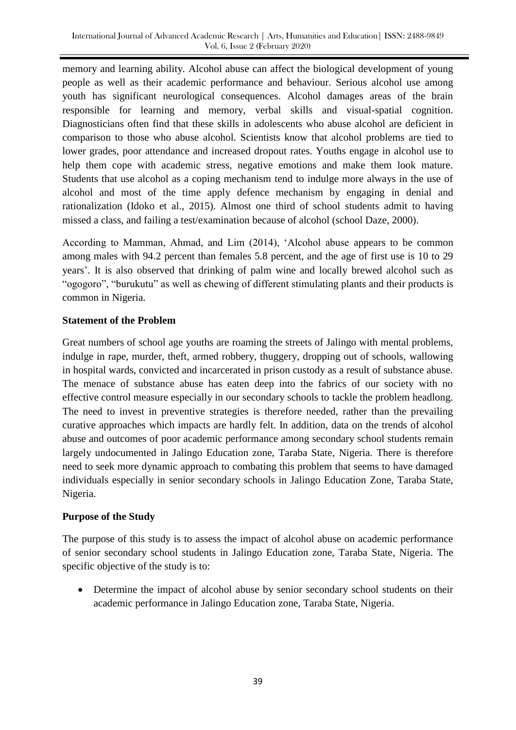memory and learning ability. Alcohol abuse can affect the biological development of young people as well as their academic performance and behaviour. Serious alcohol use among youth has significant neurological consequences. Alcohol damages areas of the brain responsible for learning and memory, verbal skills and visual-spatial cognition. Diagnosticians often find that these skills in adolescents who abuse alcohol are deficient in comparison to those who abuse alcohol. Scientists know that alcohol problems are tied to lower grades, poor attendance and increased dropout rates. Youths engage in alcohol use to help them cope with academic stress, negative emotions and make them look mature. Students that use alcohol as a coping mechanism tend to indulge more always in the use of alcohol and most of the time apply defence mechanism by engaging in denial and rationalization (Idoko et al., 2015). Almost one third of school students admit to having missed a class, and failing a test/examination because of alcohol (school Daze, 2000).

According to Mamman, Ahmad, and Lim (2014), 'Alcohol abuse appears to be common among males with 94.2 percent than females 5.8 percent, and the age of first use is 10 to 29 years'. It is also observed that drinking of palm wine and locally brewed alcohol such as "ogogoro", "burukutu" as well as chewing of different stimulating plants and their products is common in Nigeria.

## Statement of the Problem

Great numbers of school age youths are roaming the streets of Jalingo with mental problems, indulge in rape, murder, theft, armed robbery, thuggery, dropping out of schools, wallowing in hospital wards, convicted and incarcerated in prison custody as a result of substance abuse. The menace of substance abuse has eaten deep into the fabrics of our society with no effective control measure especially in our secondary schools to tackle the problem headlong. The need to invest in preventive strategies is therefore needed, rather than the prevailing curative approaches which impacts are hardly felt. In addition, data on the trends of alcohol abuse and outcomes of poor academic performance among secondary school students remain largely undocumented in Jalingo Education zone, Taraba State, Nigeria. There is therefore need to seek more dynamic approach to combating this problem that seems to have damaged individuals especially in senior secondary schools in Jalingo Education Zone, Taraba State, Nigeria.

## Purpose of the Study

The purpose of this study is to assess the impact of alcohol abuse on academic performance of senior secondary school students in Jalingo Education zone, Taraba State, Nigeria. The specific objective of the study is to:

- Determine the impact of alcohol abuse by senior secondary school students on their academic performance in Jalingo Education zone, Taraba State, Nigeria.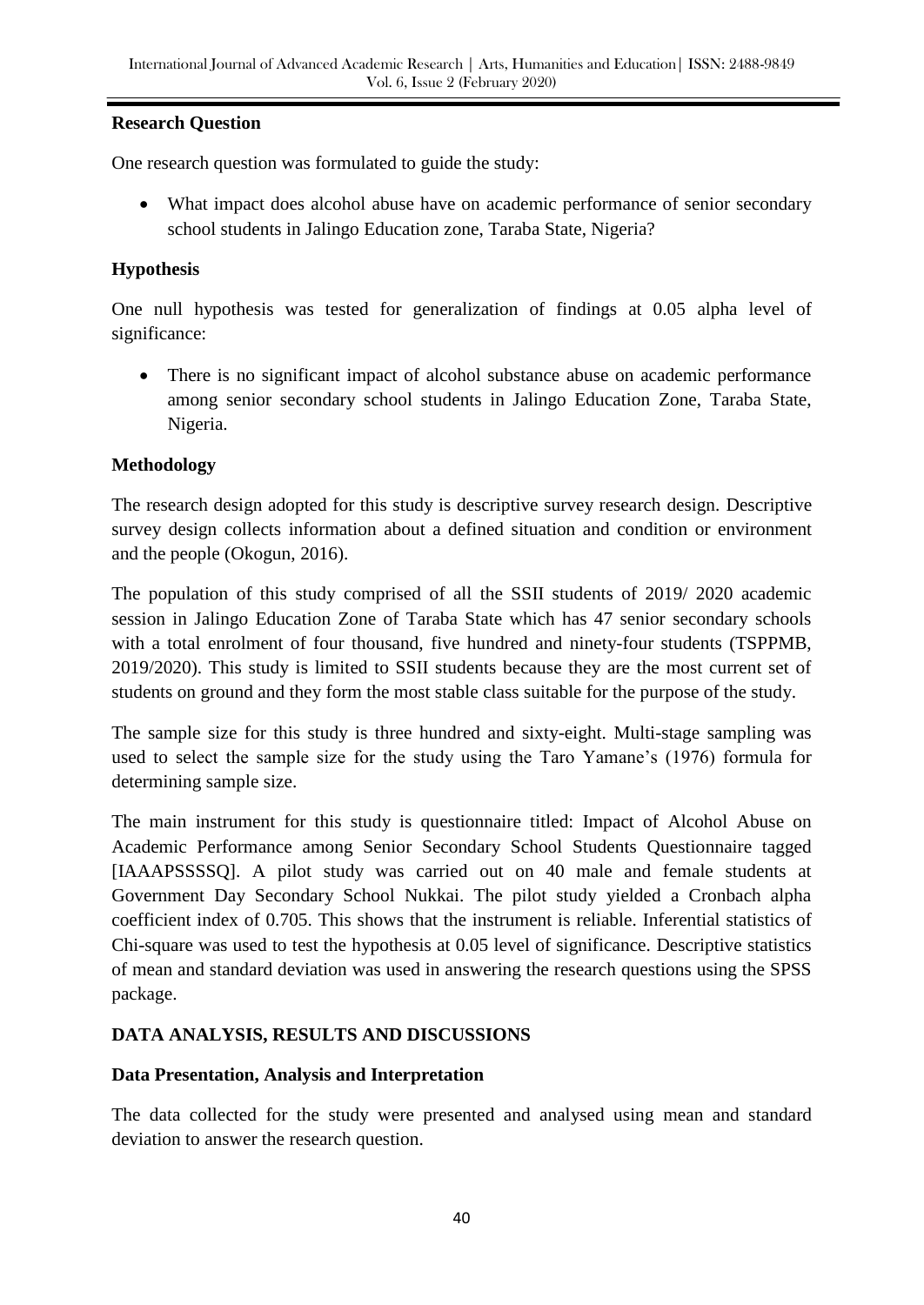### Research Question

One research question was formulated to guide the study:

- What impact does alcohol abuse have on academic performance of senior secondary school students in Jalingo Education zone, Taraba State, Nigeria?

### Hypothesis

One null hypothesis was tested for generalization of findings at 0.05 alpha level of significance:

- There is no significant impact of alcohol substance abuse on academic performance among senior secondary school students in Jalingo Education Zone, Taraba State, Nigeria.

### Methodology

The research design adopted for this study is descriptive survey research design. Descriptive survey design collects information about a defined situation and condition or environment and the people (Okogun, 2016).

The population of this study comprised of all the SSII students of 2019/ 2020 academic session in Jalingo Education Zone of Taraba State which has 47 senior secondary schools with a total enrolment of four thousand, five hundred and ninety-four students (TSPPMB, 2019/2020). This study is limited to SSII students because they are the most current set of students on ground and they form the most stable class suitable for the purpose of the study.

The sample size for this study is three hundred and sixty-eight. Multi-stage sampling was used to select the sample size for the study using the Taro Yamane's (1976) formula for determining sample size.

The main instrument for this study is questionnaire titled: Impact of Alcohol Abuse on Academic Performance among Senior Secondary School Students Questionnaire tagged [IAAAPSSSSQ]. A pilot study was carried out on 40 male and female students at Government Day Secondary School Nukkai. The pilot study yielded a Cronbach alpha coefficient index of 0.705. This shows that the instrument is reliable. Inferential statistics of Chi-square was used to test the hypothesis at 0.05 level of significance. Descriptive statistics of mean and standard deviation was used in answering the research questions using the SPSS package.

## DATA ANALYSIS, RESULTS AND DISCUSSIONS

### Data Presentation, Analysis and Interpretation

The data collected for the study were presented and analysed using mean and standard deviation to answer the research question.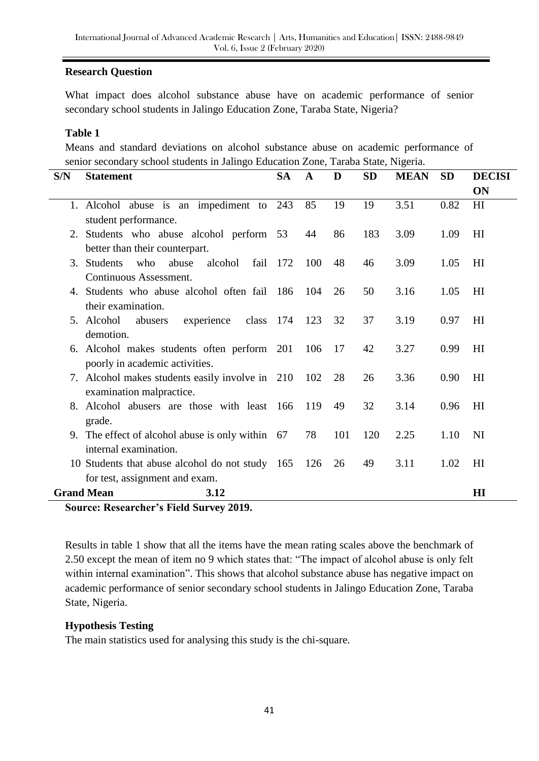**Research Question**

What impact does alcohol substance abuse have on academic performance of senior secondary school students in Jalingo Education Zone, Taraba State, Nigeria?

**Table 1**

Means and standard deviations on alcohol substance abuse on academic performance of senior secondary school students in Jalingo Education Zone, Taraba State, Nigeria.

| S/N | Statement | SA | A | D | SD | MEAN | SD | DECISION |
|---|---|---|---|---|---|---|---|---|
| 1. | Alcohol abuse is an impediment to student performance. | 243 | 85 | 19 | 19 | 3.51 | 0.82 | HI |
| 2. | Students who abuse alcohol perform better than their counterpart. | 53 | 44 | 86 | 183 | 3.09 | 1.09 | HI |
| 3. | Students who abuse alcohol fail Continuous Assessment. | 172 | 100 | 48 | 46 | 3.09 | 1.05 | HI |
| 4. | Students who abuse alcohol often fail their examination. | 186 | 104 | 26 | 50 | 3.16 | 1.05 | HI |
| 5. | Alcohol abusers experience class demotion. | 174 | 123 | 32 | 37 | 3.19 | 0.97 | HI |
| 6. | Alcohol makes students often perform poorly in academic activities. | 201 | 106 | 17 | 42 | 3.27 | 0.99 | HI |
| 7. | Alcohol makes students easily involve in examination malpractice. | 210 | 102 | 28 | 26 | 3.36 | 0.90 | HI |
| 8. | Alcohol abusers are those with least grade. | 166 | 119 | 49 | 32 | 3.14 | 0.96 | HI |
| 9. | The effect of alcohol abuse is only within internal examination. | 67 | 78 | 101 | 120 | 2.25 | 1.10 | NI |
| 10 | Students that abuse alcohol do not study for test, assignment and exam. | 165 | 126 | 26 | 49 | 3.11 | 1.02 | HI |
| **Grand Mean** | **3.12** | | | | | | | **HI** |

**Source: Researcher's Field Survey 2019.**

Results in table 1 show that all the items have the mean rating scales above the benchmark of 2.50 except the mean of item no 9 which states that: "The impact of alcohol abuse is only felt within internal examination". This shows that alcohol substance abuse has negative impact on academic performance of senior secondary school students in Jalingo Education Zone, Taraba State, Nigeria.

**Hypothesis Testing**

The main statistics used for analysing this study is the chi-square.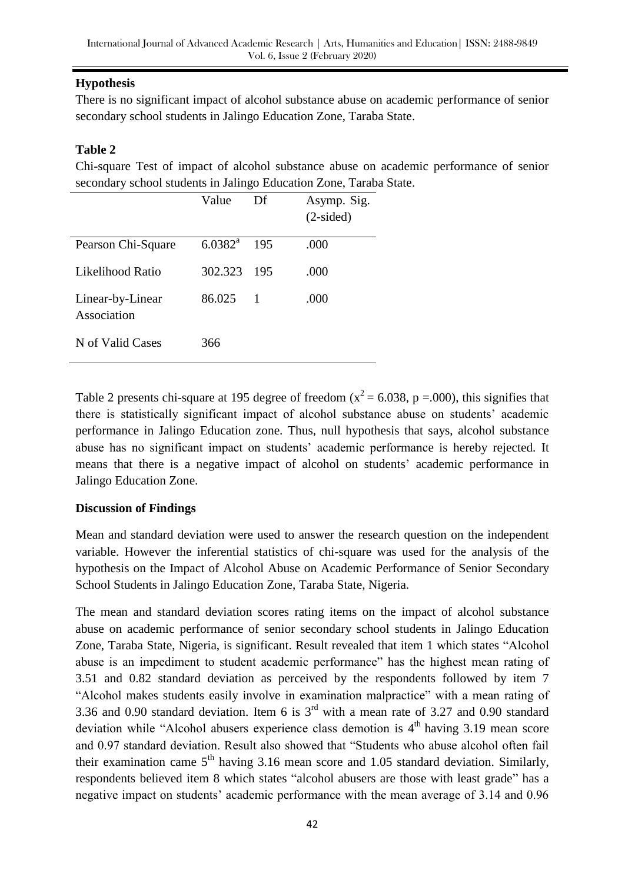**Hypothesis**

There is no significant impact of alcohol substance abuse on academic performance of senior secondary school students in Jalingo Education Zone, Taraba State.

**Table 2**

Chi-square Test of impact of alcohol substance abuse on academic performance of senior secondary school students in Jalingo Education Zone, Taraba State.

| | Value | Df | Asymp. Sig. (2-sided) |
|---|---|---|---|
| Pearson Chi-Square | 6.0382[a] | 195 | .000 |
| Likelihood Ratio | 302.323 | 195 | .000 |
| Linear-by-Linear Association | 86.025 | 1 | .000 |
| N of Valid Cases | 366 | | |

Table 2 presents chi-square at 195 degree of freedom ($x^2 = 6.038$, $p = .000$), this signifies that there is statistically significant impact of alcohol substance abuse on students' academic performance in Jalingo Education zone. Thus, null hypothesis that says, alcohol substance abuse has no significant impact on students' academic performance is hereby rejected. It means that there is a negative impact of alcohol on students' academic performance in Jalingo Education Zone.

**Discussion of Findings**

Mean and standard deviation were used to answer the research question on the independent variable. However the inferential statistics of chi-square was used for the analysis of the hypothesis on the Impact of Alcohol Abuse on Academic Performance of Senior Secondary School Students in Jalingo Education Zone, Taraba State, Nigeria.

The mean and standard deviation scores rating items on the impact of alcohol substance abuse on academic performance of senior secondary school students in Jalingo Education Zone, Taraba State, Nigeria, is significant. Result revealed that item 1 which states "Alcohol abuse is an impediment to student academic performance" has the highest mean rating of 3.51 and 0.82 standard deviation as perceived by the respondents followed by item 7 "Alcohol makes students easily involve in examination malpractice" with a mean rating of 3.36 and 0.90 standard deviation. Item 6 is 3rd with a mean rate of 3.27 and 0.90 standard deviation while "Alcohol abusers experience class demotion is 4th having 3.19 mean score and 0.97 standard deviation. Result also showed that "Students who abuse alcohol often fail their examination came 5th having 3.16 mean score and 1.05 standard deviation. Similarly, respondents believed item 8 which states "alcohol abusers are those with least grade" has a negative impact on students' academic performance with the mean average of 3.14 and 0.96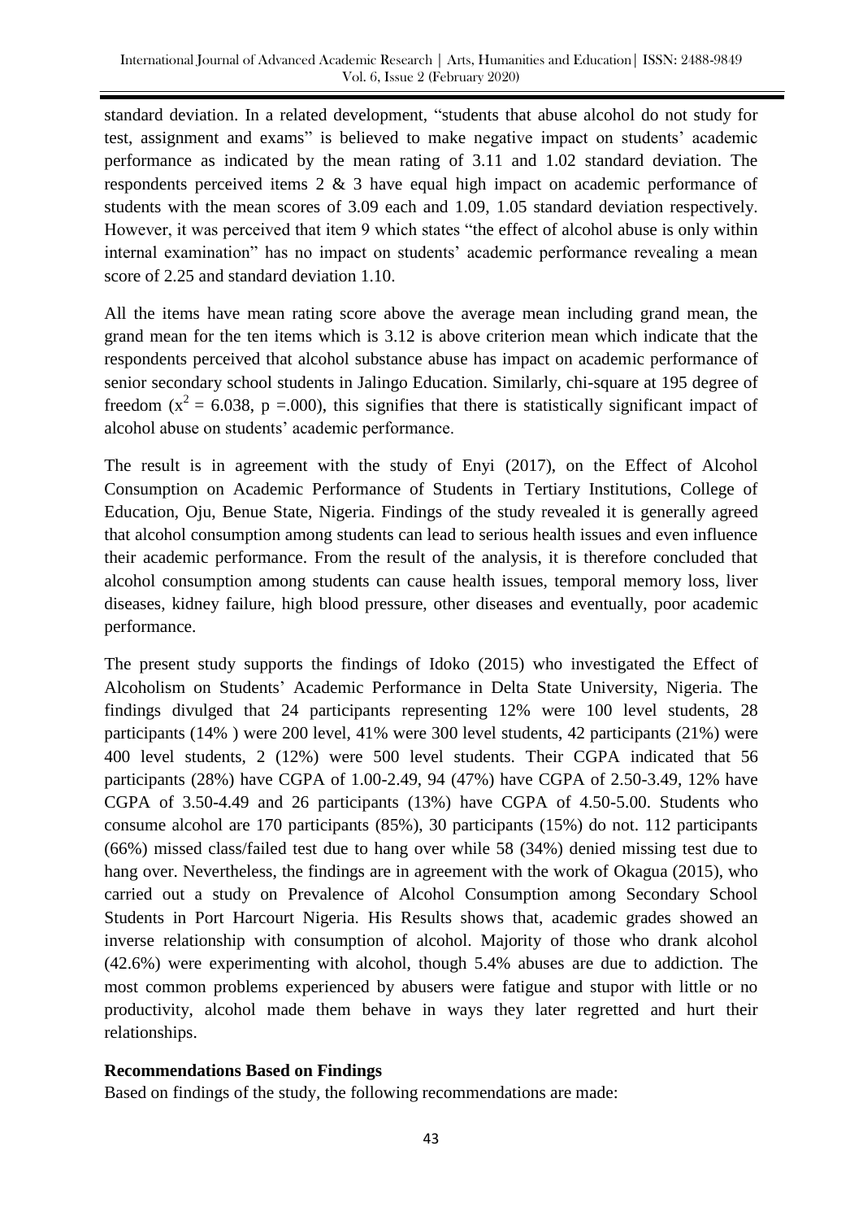standard deviation. In a related development, "students that abuse alcohol do not study for test, assignment and exams" is believed to make negative impact on students' academic performance as indicated by the mean rating of 3.11 and 1.02 standard deviation. The respondents perceived items 2 & 3 have equal high impact on academic performance of students with the mean scores of 3.09 each and 1.09, 1.05 standard deviation respectively. However, it was perceived that item 9 which states "the effect of alcohol abuse is only within internal examination" has no impact on students' academic performance revealing a mean score of 2.25 and standard deviation 1.10.

All the items have mean rating score above the average mean including grand mean, the grand mean for the ten items which is 3.12 is above criterion mean which indicate that the respondents perceived that alcohol substance abuse has impact on academic performance of senior secondary school students in Jalingo Education. Similarly, chi-square at 195 degree of freedom ($x^2$ = 6.038, p =.000), this signifies that there is statistically significant impact of alcohol abuse on students' academic performance.

The result is in agreement with the study of Enyi (2017), on the Effect of Alcohol Consumption on Academic Performance of Students in Tertiary Institutions, College of Education, Oju, Benue State, Nigeria. Findings of the study revealed it is generally agreed that alcohol consumption among students can lead to serious health issues and even influence their academic performance. From the result of the analysis, it is therefore concluded that alcohol consumption among students can cause health issues, temporal memory loss, liver diseases, kidney failure, high blood pressure, other diseases and eventually, poor academic performance.

The present study supports the findings of Idoko (2015) who investigated the Effect of Alcoholism on Students' Academic Performance in Delta State University, Nigeria. The findings divulged that 24 participants representing 12% were 100 level students, 28 participants (14% ) were 200 level, 41% were 300 level students, 42 participants (21%) were 400 level students, 2 (12%) were 500 level students. Their CGPA indicated that 56 participants (28%) have CGPA of 1.00-2.49, 94 (47%) have CGPA of 2.50-3.49, 12% have CGPA of 3.50-4.49 and 26 participants (13%) have CGPA of 4.50-5.00. Students who consume alcohol are 170 participants (85%), 30 participants (15%) do not. 112 participants (66%) missed class/failed test due to hang over while 58 (34%) denied missing test due to hang over. Nevertheless, the findings are in agreement with the work of Okagua (2015), who carried out a study on Prevalence of Alcohol Consumption among Secondary School Students in Port Harcourt Nigeria. His Results shows that, academic grades showed an inverse relationship with consumption of alcohol. Majority of those who drank alcohol (42.6%) were experimenting with alcohol, though 5.4% abuses are due to addiction. The most common problems experienced by abusers were fatigue and stupor with little or no productivity, alcohol made them behave in ways they later regretted and hurt their relationships.

**Recommendations Based on Findings**

Based on findings of the study, the following recommendations are made: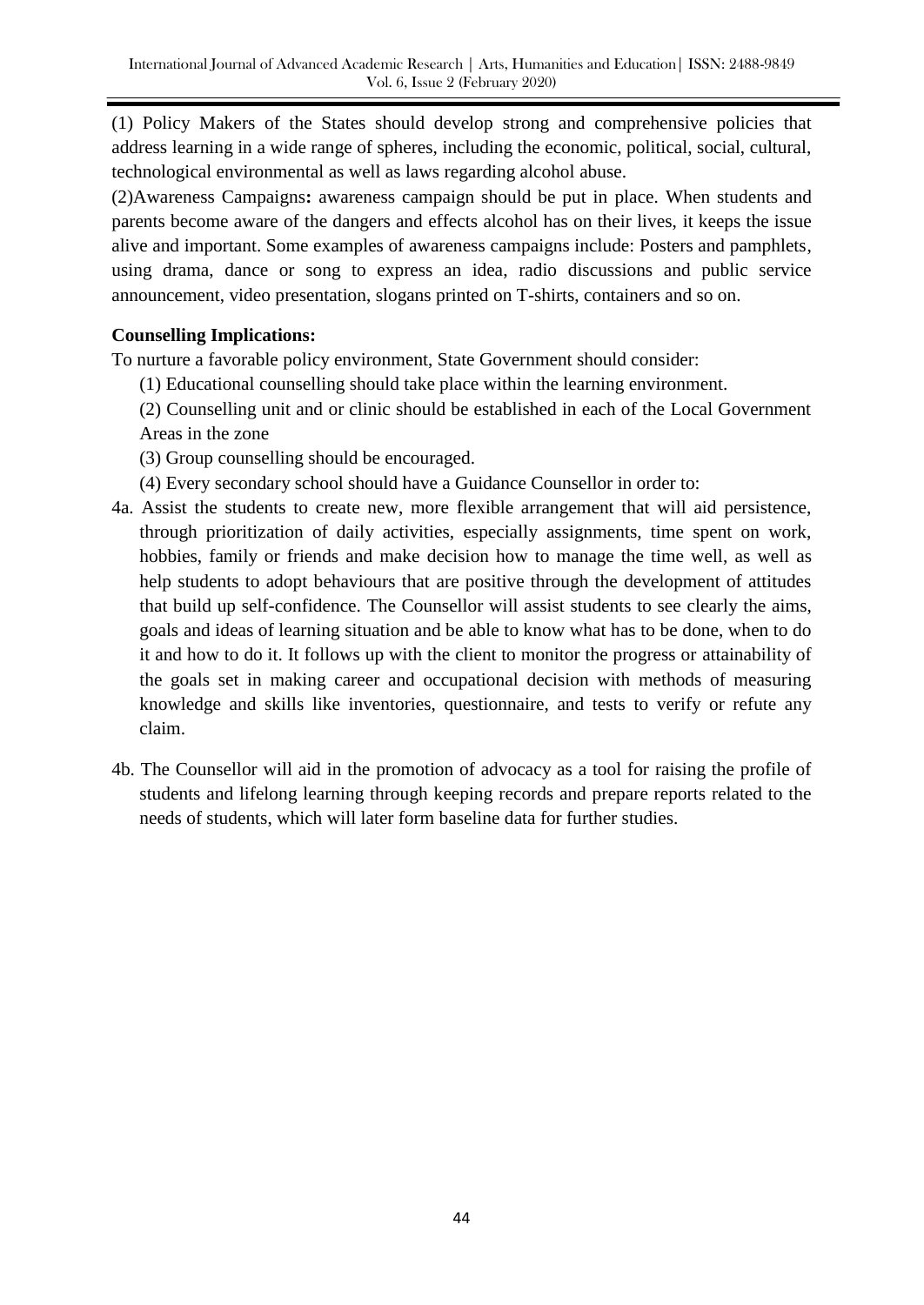(1) Policy Makers of the States should develop strong and comprehensive policies that address learning in a wide range of spheres, including the economic, political, social, cultural, technological environmental as well as laws regarding alcohol abuse.

(2)Awareness Campaigns**:** awareness campaign should be put in place. When students and parents become aware of the dangers and effects alcohol has on their lives, it keeps the issue alive and important. Some examples of awareness campaigns include: Posters and pamphlets, using drama, dance or song to express an idea, radio discussions and public service announcement, video presentation, slogans printed on T-shirts, containers and so on.

**Counselling Implications:**

To nurture a favorable policy environment, State Government should consider:

(1) Educational counselling should take place within the learning environment.

(2) Counselling unit and or clinic should be established in each of the Local Government Areas in the zone

(3) Group counselling should be encouraged.

(4) Every secondary school should have a Guidance Counsellor in order to:

4a. Assist the students to create new, more flexible arrangement that will aid persistence, through prioritization of daily activities, especially assignments, time spent on work, hobbies, family or friends and make decision how to manage the time well, as well as help students to adopt behaviours that are positive through the development of attitudes that build up self-confidence. The Counsellor will assist students to see clearly the aims, goals and ideas of learning situation and be able to know what has to be done, when to do it and how to do it. It follows up with the client to monitor the progress or attainability of the goals set in making career and occupational decision with methods of measuring knowledge and skills like inventories, questionnaire, and tests to verify or refute any claim.

4b. The Counsellor will aid in the promotion of advocacy as a tool for raising the profile of students and lifelong learning through keeping records and prepare reports related to the needs of students, which will later form baseline data for further studies.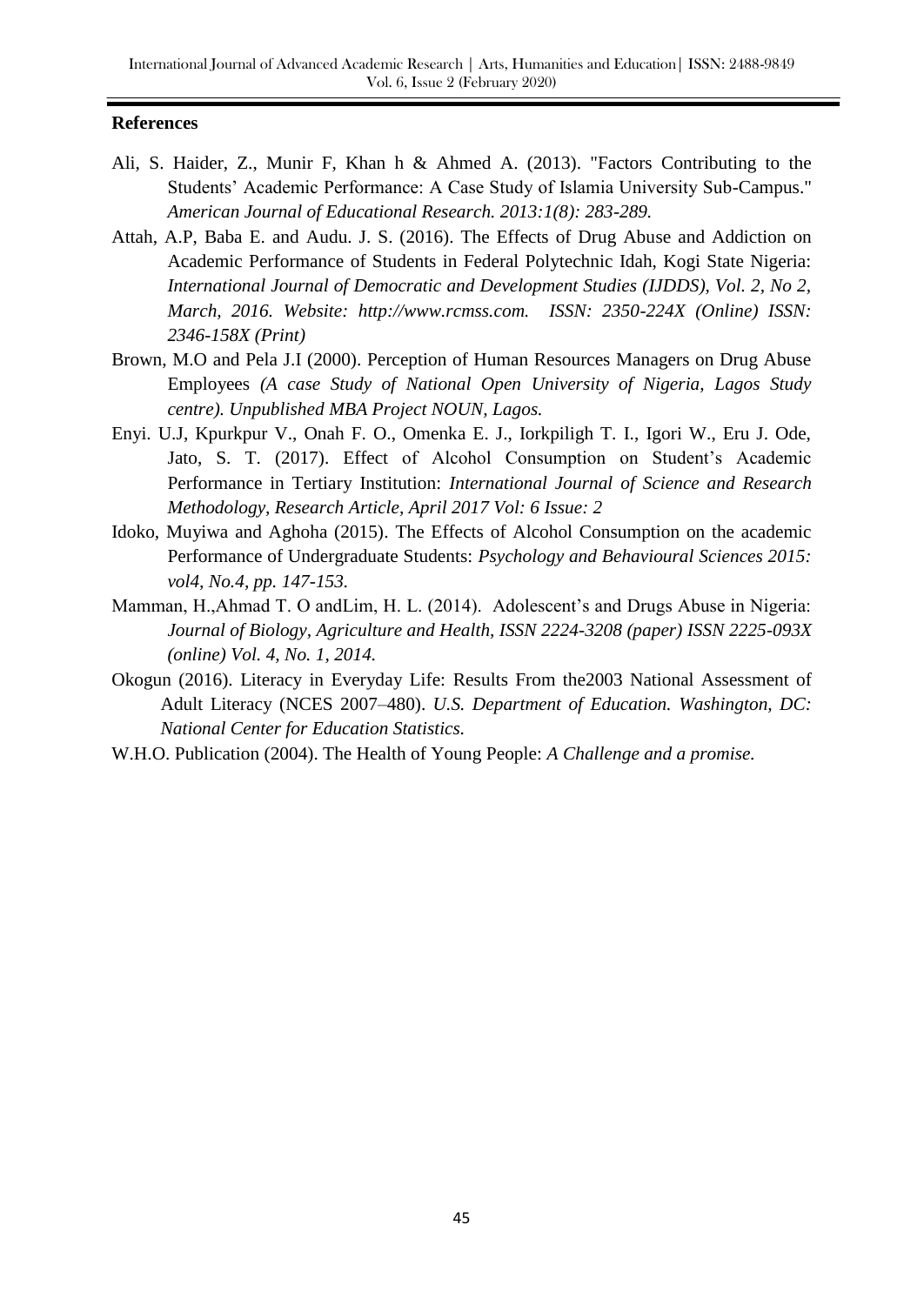## References

Ali, S. Haider, Z., Munir F, Khan h & Ahmed A. (2013). "Factors Contributing to the Students' Academic Performance: A Case Study of Islamia University Sub-Campus." *American Journal of Educational Research. 2013:1(8): 283-289.*

Attah, A.P, Baba E. and Audu. J. S. (2016). The Effects of Drug Abuse and Addiction on Academic Performance of Students in Federal Polytechnic Idah, Kogi State Nigeria: *International Journal of Democratic and Development Studies (IJDDS), Vol. 2, No 2, March, 2016. Website: http://www.rcmss.com. ISSN: 2350-224X (Online) ISSN: 2346-158X (Print)*

Brown, M.O and Pela J.I (2000). Perception of Human Resources Managers on Drug Abuse Employees *(A case Study of National Open University of Nigeria, Lagos Study centre). Unpublished MBA Project NOUN, Lagos.*

Enyi. U.J, Kpurkpur V., Onah F. O., Omenka E. J., Iorkpiligh T. I., Igori W., Eru J. Ode, Jato, S. T. (2017). Effect of Alcohol Consumption on Student's Academic Performance in Tertiary Institution: *International Journal of Science and Research Methodology, Research Article, April 2017 Vol: 6 Issue: 2*

Idoko, Muyiwa and Aghoha (2015). The Effects of Alcohol Consumption on the academic Performance of Undergraduate Students: *Psychology and Behavioural Sciences 2015: vol4, No.4, pp. 147-153.*

Mamman, H.,Ahmad T. O andLim, H. L. (2014). Adolescent's and Drugs Abuse in Nigeria: *Journal of Biology, Agriculture and Health, ISSN 2224-3208 (paper) ISSN 2225-093X (online) Vol. 4, No. 1, 2014.*

Okogun (2016). Literacy in Everyday Life: Results From the2003 National Assessment of Adult Literacy (NCES 2007–480). *U.S. Department of Education. Washington, DC: National Center for Education Statistics.*

W.H.O. Publication (2004). The Health of Young People: *A Challenge and a promise.*